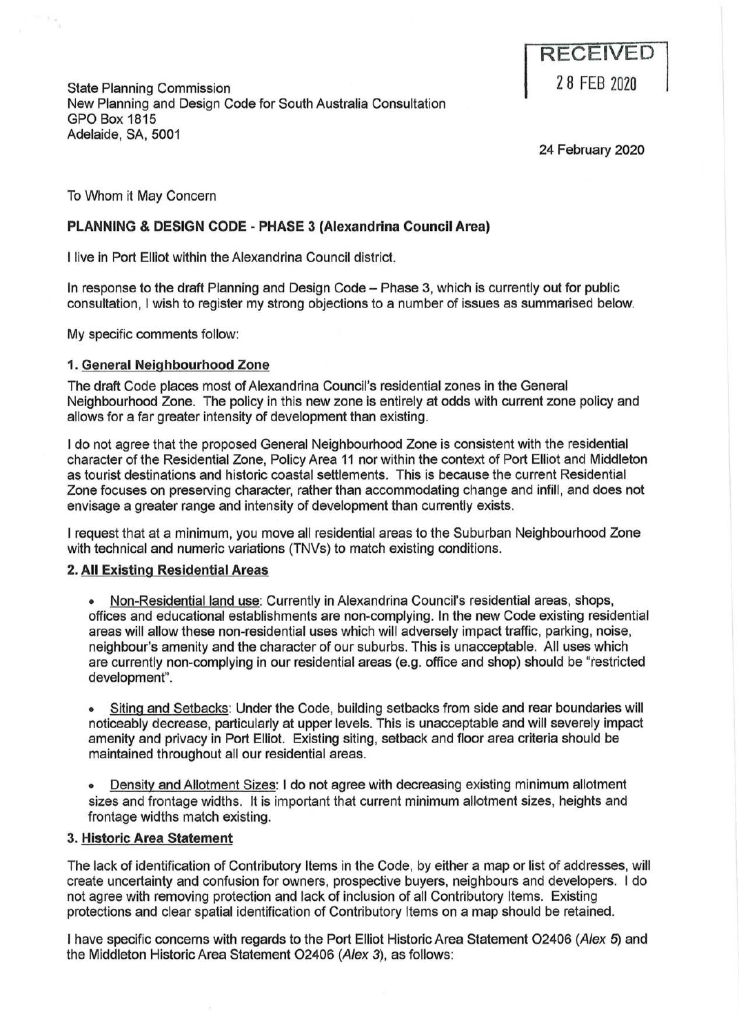RECEIVED

28 FEB 2020

State Planning Commission
New Planning and Design Code for South Australia Consultation
GPO Box 1815
Adelaide, SA, 5001

24 February 2020

To Whom it May Concern

**PLANNING & DESIGN CODE - PHASE 3 (Alexandrina Council Area)**

I live in Port Elliot within the Alexandrina Council district.

In response to the draft Planning and Design Code – Phase 3, which is currently out for public consultation, I wish to register my strong objections to a number of issues as summarised below.

My specific comments follow:

**1. <u>General Neighbourhood Zone</u>**

The draft Code places most of Alexandrina Council's residential zones in the General Neighbourhood Zone. The policy in this new zone is entirely at odds with current zone policy and allows for a far greater intensity of development than existing.

I do not agree that the proposed General Neighbourhood Zone is consistent with the residential character of the Residential Zone, Policy Area 11 nor within the context of Port Elliot and Middleton as tourist destinations and historic coastal settlements. This is because the current Residential Zone focuses on preserving character, rather than accommodating change and infill, and does not envisage a greater range and intensity of development than currently exists.

I request that at a minimum, you move all residential areas to the Suburban Neighbourhood Zone with technical and numeric variations (TNVs) to match existing conditions.

**2. <u>All Existing Residential Areas</u>**

- <u>Non-Residential land use</u>: Currently in Alexandrina Council's residential areas, shops, offices and educational establishments are non-complying. In the new Code existing residential areas will allow these non-residential uses which will adversely impact traffic, parking, noise, neighbour's amenity and the character of our suburbs. This is unacceptable. All uses which are currently non-complying in our residential areas (e.g. office and shop) should be "restricted development".

- <u>Siting and Setbacks</u>: Under the Code, building setbacks from side and rear boundaries will noticeably decrease, particularly at upper levels. This is unacceptable and will severely impact amenity and privacy in Port Elliot. Existing siting, setback and floor area criteria should be maintained throughout all our residential areas.

- <u>Density and Allotment Sizes</u>: I do not agree with decreasing existing minimum allotment sizes and frontage widths. It is important that current minimum allotment sizes, heights and frontage widths match existing.

**3. <u>Historic Area Statement</u>**

The lack of identification of Contributory Items in the Code, by either a map or list of addresses, will create uncertainty and confusion for owners, prospective buyers, neighbours and developers. I do not agree with removing protection and lack of inclusion of all Contributory Items. Existing protections and clear spatial identification of Contributory Items on a map should be retained.

I have specific concerns with regards to the Port Elliot Historic Area Statement O2406 (*Alex 5*) and the Middleton Historic Area Statement O2406 (*Alex 3*), as follows: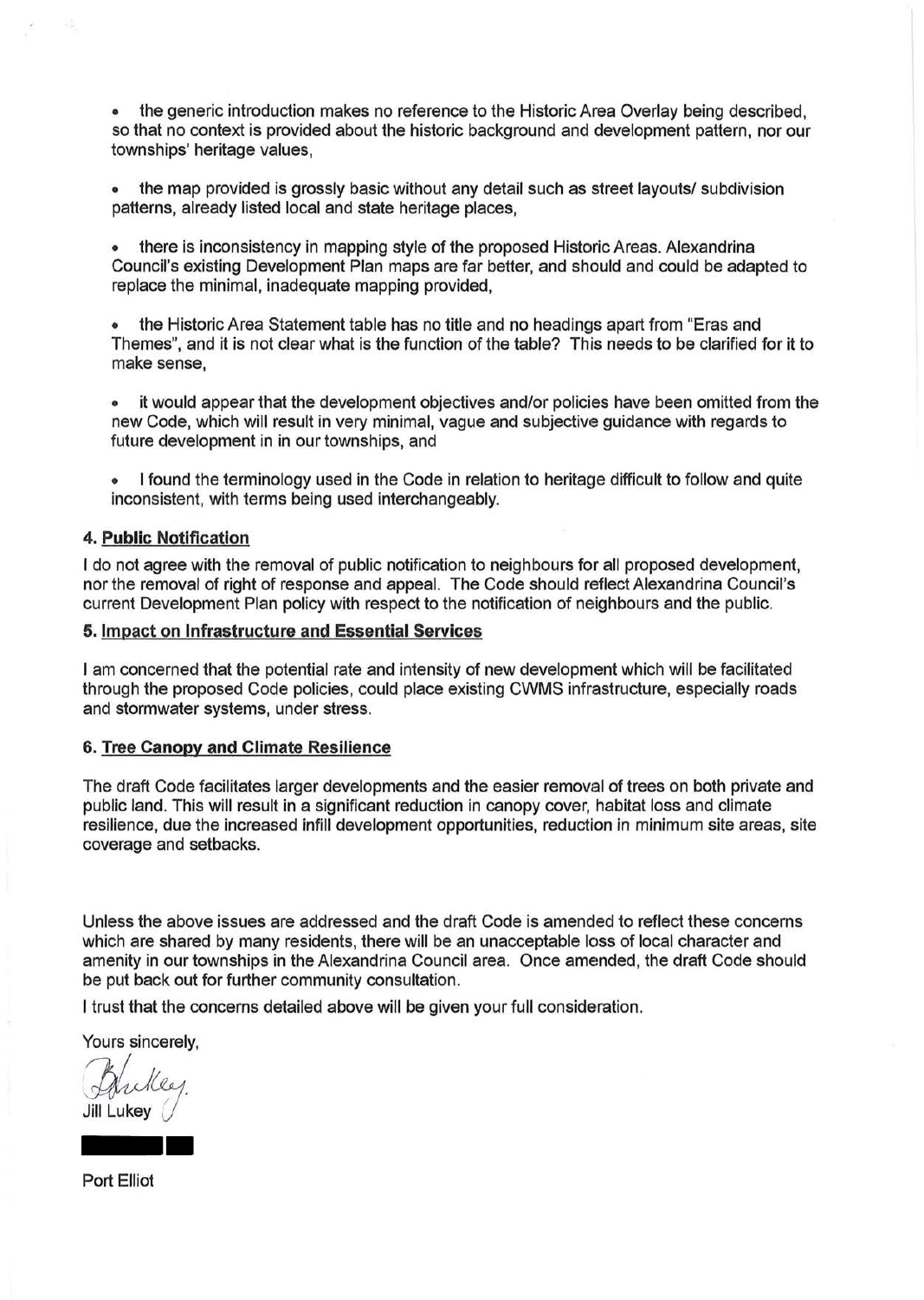- the generic introduction makes no reference to the Historic Area Overlay being described, so that no context is provided about the historic background and development pattern, nor our townships' heritage values,

- the map provided is grossly basic without any detail such as street layouts/ subdivision patterns, already listed local and state heritage places,

- there is inconsistency in mapping style of the proposed Historic Areas. Alexandrina Council's existing Development Plan maps are far better, and should and could be adapted to replace the minimal, inadequate mapping provided,

- the Historic Area Statement table has no title and no headings apart from "Eras and Themes", and it is not clear what is the function of the table? This needs to be clarified for it to make sense,

- it would appear that the development objectives and/or policies have been omitted from the new Code, which will result in very minimal, vague and subjective guidance with regards to future development in in our townships, and

- I found the terminology used in the Code in relation to heritage difficult to follow and quite inconsistent, with terms being used interchangeably.

**4. Public Notification**

I do not agree with the removal of public notification to neighbours for all proposed development, nor the removal of right of response and appeal. The Code should reflect Alexandrina Council's current Development Plan policy with respect to the notification of neighbours and the public.

**5. Impact on Infrastructure and Essential Services**

I am concerned that the potential rate and intensity of new development which will be facilitated through the proposed Code policies, could place existing CWMS infrastructure, especially roads and stormwater systems, under stress.

**6. Tree Canopy and Climate Resilience**

The draft Code facilitates larger developments and the easier removal of trees on both private and public land. This will result in a significant reduction in canopy cover, habitat loss and climate resilience, due the increased infill development opportunities, reduction in minimum site areas, site coverage and setbacks.

Unless the above issues are addressed and the draft Code is amended to reflect these concerns which are shared by many residents, there will be an unacceptable loss of local character and amenity in our townships in the Alexandrina Council area. Once amended, the draft Code should be put back out for further community consultation.

I trust that the concerns detailed above will be given your full consideration.

Yours sincerely,

Jill Lukey

Port Elliot